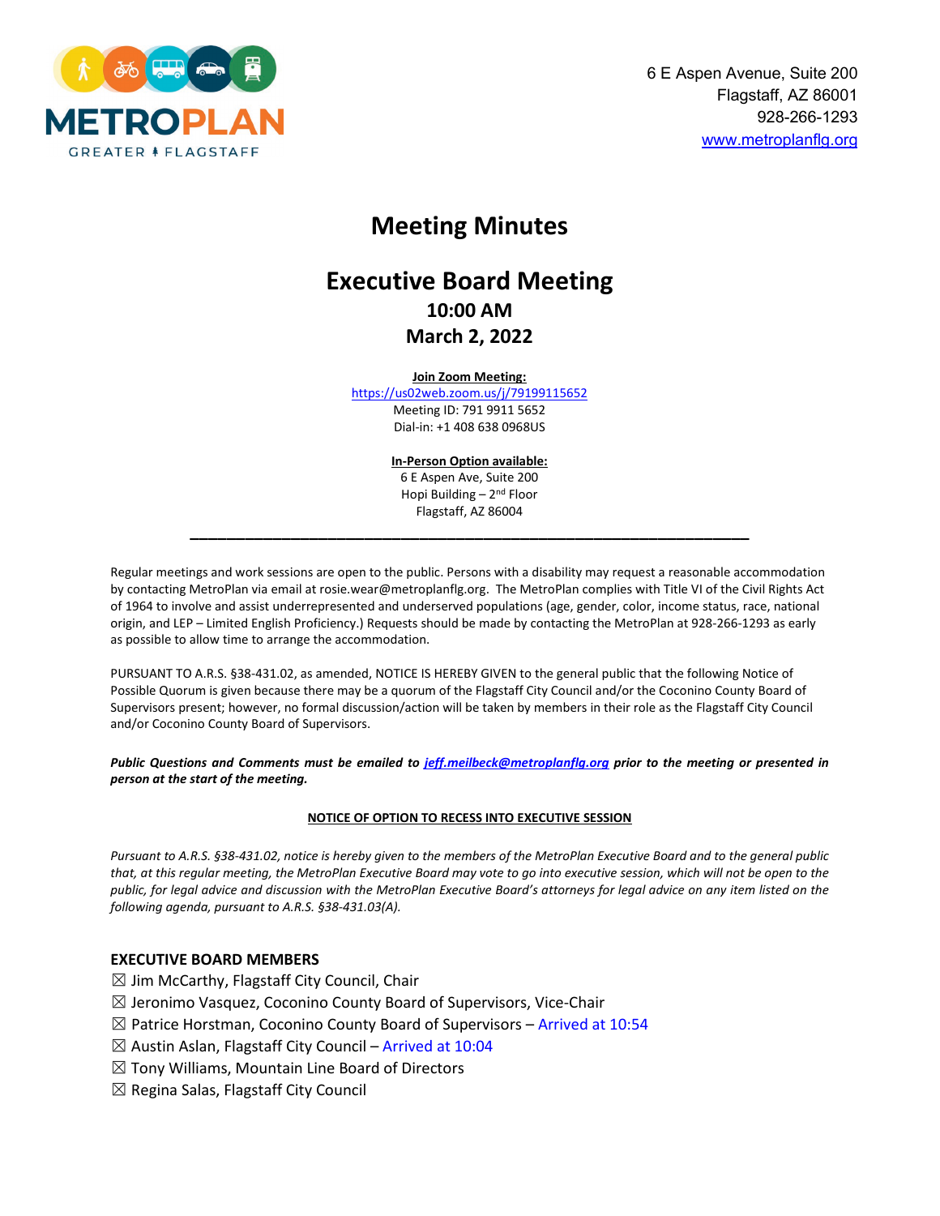METROPLAN
GREATER FLAGSTAFF

6 E Aspen Avenue, Suite 200
Flagstaff, AZ 86001
928-266-1293
www.metroplanflg.org

# Meeting Minutes

## Executive Board Meeting

### 10:00 AM
### March 2, 2022

**Join Zoom Meeting:**
https://us02web.zoom.us/j/79199115652
Meeting ID: 791 9911 5652
Dial-in: +1 408 638 0968US

**In-Person Option available:**
6 E Aspen Ave, Suite 200
Hopi Building – 2nd Floor
Flagstaff, AZ 86004

---

Regular meetings and work sessions are open to the public. Persons with a disability may request a reasonable accommodation by contacting MetroPlan via email at rosie.wear@metroplanflg.org. The MetroPlan complies with Title VI of the Civil Rights Act of 1964 to involve and assist underrepresented and underserved populations (age, gender, color, income status, race, national origin, and LEP – Limited English Proficiency.) Requests should be made by contacting the MetroPlan at 928-266-1293 as early as possible to allow time to arrange the accommodation.

PURSUANT TO A.R.S. §38-431.02, as amended, NOTICE IS HEREBY GIVEN to the general public that the following Notice of Possible Quorum is given because there may be a quorum of the Flagstaff City Council and/or the Coconino County Board of Supervisors present; however, no formal discussion/action will be taken by members in their role as the Flagstaff City Council and/or Coconino County Board of Supervisors.

***Public Questions and Comments must be emailed to jeff.meilbeck@metroplanflg.org prior to the meeting or presented in person at the start of the meeting.***

**NOTICE OF OPTION TO RECESS INTO EXECUTIVE SESSION**

*Pursuant to A.R.S. §38-431.02, notice is hereby given to the members of the MetroPlan Executive Board and to the general public that, at this regular meeting, the MetroPlan Executive Board may vote to go into executive session, which will not be open to the public, for legal advice and discussion with the MetroPlan Executive Board's attorneys for legal advice on any item listed on the following agenda, pursuant to A.R.S. §38-431.03(A).*

**EXECUTIVE BOARD MEMBERS**

☒ Jim McCarthy, Flagstaff City Council, Chair
☒ Jeronimo Vasquez, Coconino County Board of Supervisors, Vice-Chair
☒ Patrice Horstman, Coconino County Board of Supervisors – Arrived at 10:54
☒ Austin Aslan, Flagstaff City Council – Arrived at 10:04
☒ Tony Williams, Mountain Line Board of Directors
☒ Regina Salas, Flagstaff City Council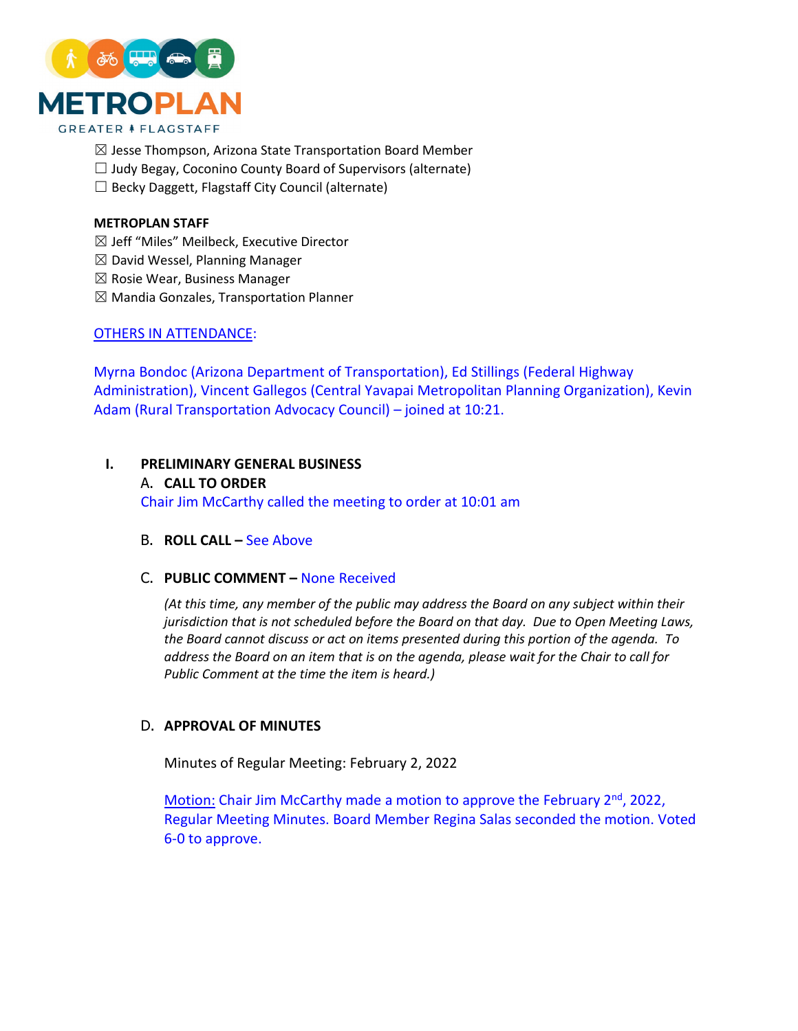☒ Jesse Thompson, Arizona State Transportation Board Member
☐ Judy Begay, Coconino County Board of Supervisors (alternate)
☐ Becky Daggett, Flagstaff City Council (alternate)

**METROPLAN STAFF**
☒ Jeff "Miles" Meilbeck, Executive Director
☒ David Wessel, Planning Manager
☒ Rosie Wear, Business Manager
☒ Mandia Gonzales, Transportation Planner

OTHERS IN ATTENDANCE:

Myrna Bondoc (Arizona Department of Transportation), Ed Stillings (Federal Highway Administration), Vincent Gallegos (Central Yavapai Metropolitan Planning Organization), Kevin Adam (Rural Transportation Advocacy Council) – joined at 10:21.

## I. PRELIMINARY GENERAL BUSINESS

### A. CALL TO ORDER

Chair Jim McCarthy called the meeting to order at 10:01 am

### B. ROLL CALL – See Above

### C. PUBLIC COMMENT – None Received

*(At this time, any member of the public may address the Board on any subject within their jurisdiction that is not scheduled before the Board on that day. Due to Open Meeting Laws, the Board cannot discuss or act on items presented during this portion of the agenda. To address the Board on an item that is on the agenda, please wait for the Chair to call for Public Comment at the time the item is heard.)*

### D. APPROVAL OF MINUTES

Minutes of Regular Meeting: February 2, 2022

Motion: Chair Jim McCarthy made a motion to approve the February 2nd, 2022, Regular Meeting Minutes. Board Member Regina Salas seconded the motion. Voted 6-0 to approve.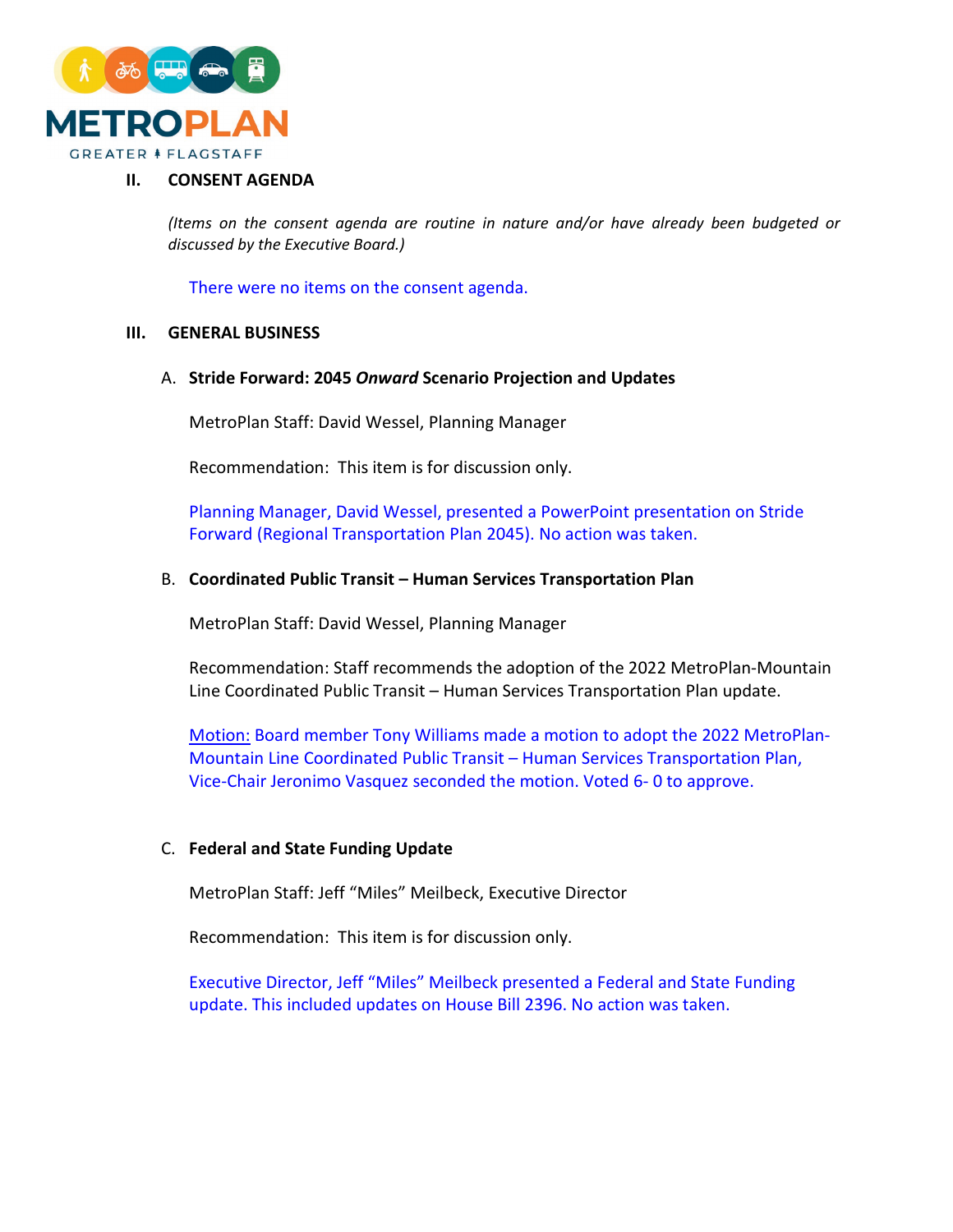## II. CONSENT AGENDA

*(Items on the consent agenda are routine in nature and/or have already been budgeted or discussed by the Executive Board.)*

There were no items on the consent agenda.

## III. GENERAL BUSINESS

### A. Stride Forward: 2045 *Onward* Scenario Projection and Updates

MetroPlan Staff: David Wessel, Planning Manager

Recommendation: This item is for discussion only.

Planning Manager, David Wessel, presented a PowerPoint presentation on Stride Forward (Regional Transportation Plan 2045). No action was taken.

### B. Coordinated Public Transit – Human Services Transportation Plan

MetroPlan Staff: David Wessel, Planning Manager

Recommendation: Staff recommends the adoption of the 2022 MetroPlan-Mountain Line Coordinated Public Transit – Human Services Transportation Plan update.

Motion: Board member Tony Williams made a motion to adopt the 2022 MetroPlan-Mountain Line Coordinated Public Transit – Human Services Transportation Plan, Vice-Chair Jeronimo Vasquez seconded the motion. Voted 6- 0 to approve.

### C. Federal and State Funding Update

MetroPlan Staff: Jeff "Miles" Meilbeck, Executive Director

Recommendation: This item is for discussion only.

Executive Director, Jeff "Miles" Meilbeck presented a Federal and State Funding update. This included updates on House Bill 2396. No action was taken.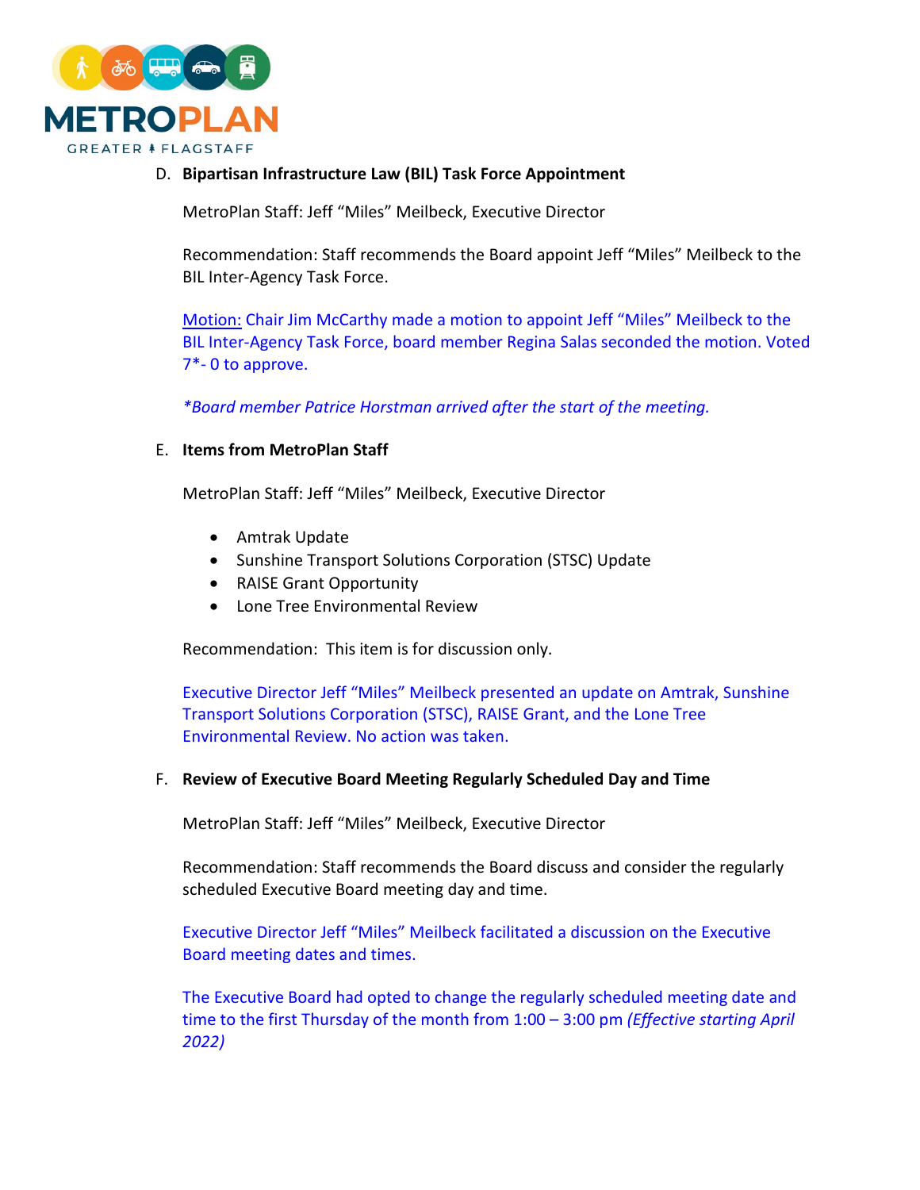D. **Bipartisan Infrastructure Law (BIL) Task Force Appointment**

MetroPlan Staff: Jeff “Miles” Meilbeck, Executive Director

Recommendation: Staff recommends the Board appoint Jeff “Miles” Meilbeck to the BIL Inter-Agency Task Force.

Motion: Chair Jim McCarthy made a motion to appoint Jeff “Miles” Meilbeck to the BIL Inter-Agency Task Force, board member Regina Salas seconded the motion. Voted 7*- 0 to approve.

*\*Board member Patrice Horstman arrived after the start of the meeting.*

E. **Items from MetroPlan Staff**

MetroPlan Staff: Jeff “Miles” Meilbeck, Executive Director

- Amtrak Update
- Sunshine Transport Solutions Corporation (STSC) Update
- RAISE Grant Opportunity
- Lone Tree Environmental Review

Recommendation: This item is for discussion only.

Executive Director Jeff “Miles” Meilbeck presented an update on Amtrak, Sunshine Transport Solutions Corporation (STSC), RAISE Grant, and the Lone Tree Environmental Review. No action was taken.

F. **Review of Executive Board Meeting Regularly Scheduled Day and Time**

MetroPlan Staff: Jeff “Miles” Meilbeck, Executive Director

Recommendation: Staff recommends the Board discuss and consider the regularly scheduled Executive Board meeting day and time.

Executive Director Jeff “Miles” Meilbeck facilitated a discussion on the Executive Board meeting dates and times.

The Executive Board had opted to change the regularly scheduled meeting date and time to the first Thursday of the month from 1:00 – 3:00 pm *(Effective starting April 2022)*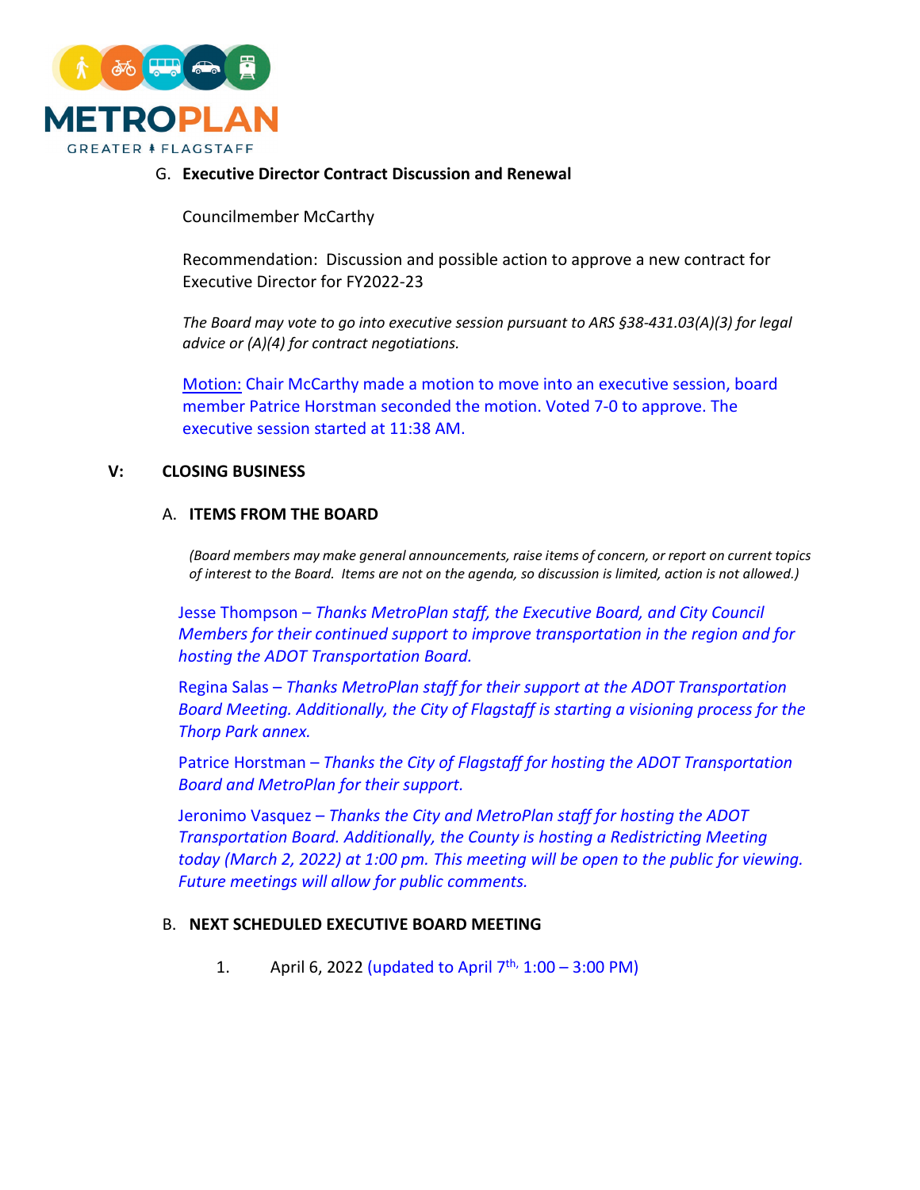G. **Executive Director Contract Discussion and Renewal**

Councilmember McCarthy

Recommendation: Discussion and possible action to approve a new contract for Executive Director for FY2022-23

*The Board may vote to go into executive session pursuant to ARS §38-431.03(A)(3) for legal advice or (A)(4) for contract negotiations.*

Motion: Chair McCarthy made a motion to move into an executive session, board member Patrice Horstman seconded the motion. Voted 7-0 to approve. The executive session started at 11:38 AM.

## V: CLOSING BUSINESS

A. **ITEMS FROM THE BOARD**

*(Board members may make general announcements, raise items of concern, or report on current topics of interest to the Board. Items are not on the agenda, so discussion is limited, action is not allowed.)*

Jesse Thompson – *Thanks MetroPlan staff, the Executive Board, and City Council Members for their continued support to improve transportation in the region and for hosting the ADOT Transportation Board.*

Regina Salas – *Thanks MetroPlan staff for their support at the ADOT Transportation Board Meeting. Additionally, the City of Flagstaff is starting a visioning process for the Thorp Park annex.*

Patrice Horstman – *Thanks the City of Flagstaff for hosting the ADOT Transportation Board and MetroPlan for their support.*

Jeronimo Vasquez – *Thanks the City and MetroPlan staff for hosting the ADOT Transportation Board. Additionally, the County is hosting a Redistricting Meeting today (March 2, 2022) at 1:00 pm. This meeting will be open to the public for viewing. Future meetings will allow for public comments.*

B. **NEXT SCHEDULED EXECUTIVE BOARD MEETING**

1. April 6, 2022 (updated to April 7th, 1:00 – 3:00 PM)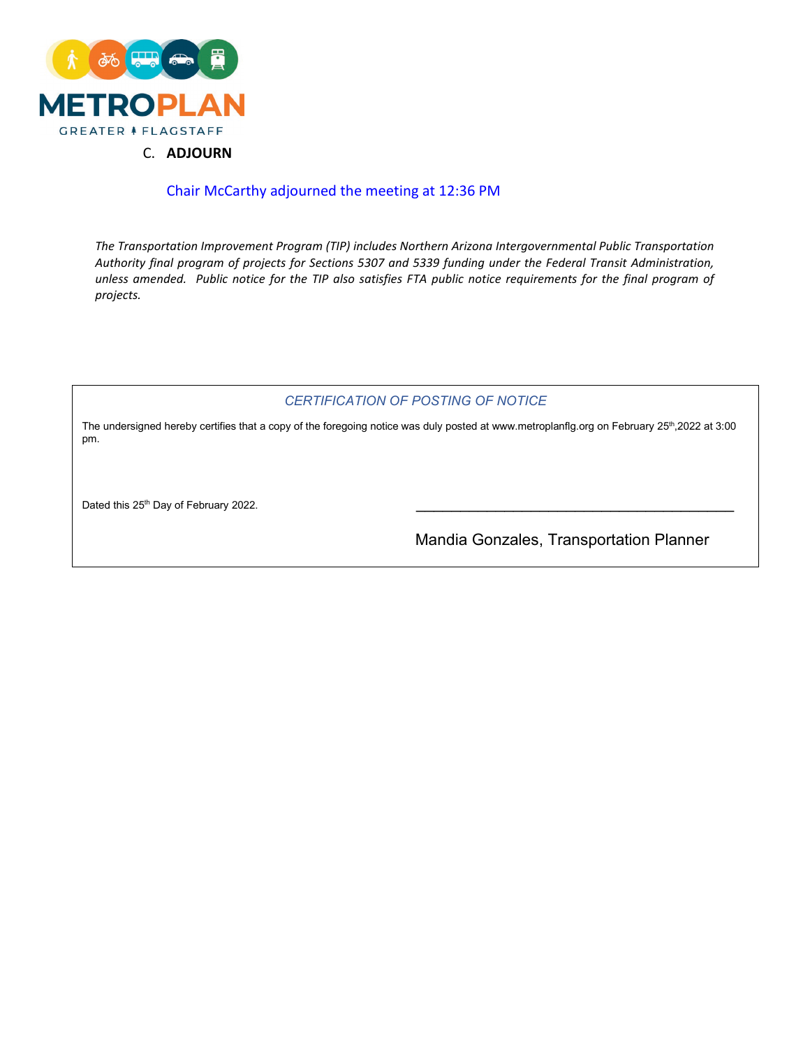METROPLAN
GREATER FLAGSTAFF

C. **ADJOURN**

Chair McCarthy adjourned the meeting at 12:36 PM

*The Transportation Improvement Program (TIP) includes Northern Arizona Intergovernmental Public Transportation Authority final program of projects for Sections 5307 and 5339 funding under the Federal Transit Administration, unless amended. Public notice for the TIP also satisfies FTA public notice requirements for the final program of projects.*

*CERTIFICATION OF POSTING OF NOTICE*

The undersigned hereby certifies that a copy of the foregoing notice was duly posted at www.metroplanflg.org on February 25th,2022 at 3:00 pm.

Dated this 25th Day of February 2022.

\_\_\_\_\_\_\_\_\_\_\_\_\_\_\_\_\_\_\_\_\_\_\_\_\_\_\_\_\_\_\_\_\_\_\_\_\_\_\_\_\_\_\_\_

Mandia Gonzales, Transportation Planner